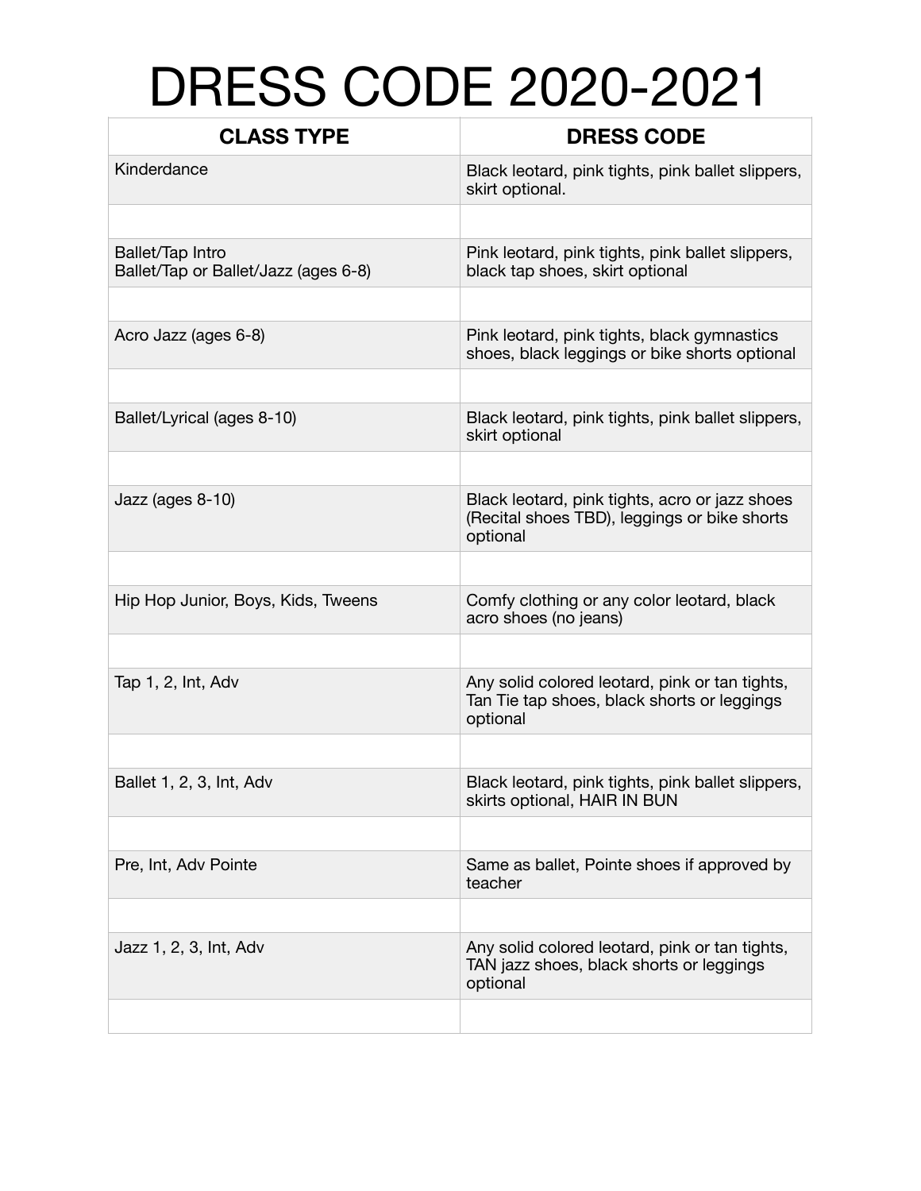# DRESS CODE 2020-2021

| CLASS TYPE | DRESS CODE |
|---|---|
| Kinderdance | Black leotard, pink tights, pink ballet slippers, skirt optional. |
| | |
| Ballet/Tap Intro<br>Ballet/Tap or Ballet/Jazz (ages 6-8) | Pink leotard, pink tights, pink ballet slippers, black tap shoes, skirt optional |
| | |
| Acro Jazz (ages 6-8) | Pink leotard, pink tights, black gymnastics shoes, black leggings or bike shorts optional |
| | |
| Ballet/Lyrical (ages 8-10) | Black leotard, pink tights, pink ballet slippers, skirt optional |
| | |
| Jazz (ages 8-10) | Black leotard, pink tights, acro or jazz shoes (Recital shoes TBD), leggings or bike shorts optional |
| | |
| Hip Hop Junior, Boys, Kids, Tweens | Comfy clothing or any color leotard, black acro shoes (no jeans) |
| | |
| Tap 1, 2, Int, Adv | Any solid colored leotard, pink or tan tights, Tan Tie tap shoes, black shorts or leggings optional |
| | |
| Ballet 1, 2, 3, Int, Adv | Black leotard, pink tights, pink ballet slippers, skirts optional, HAIR IN BUN |
| | |
| Pre, Int, Adv Pointe | Same as ballet, Pointe shoes if approved by teacher |
| | |
| Jazz 1, 2, 3, Int, Adv | Any solid colored leotard, pink or tan tights, TAN jazz shoes, black shorts or leggings optional |
| | |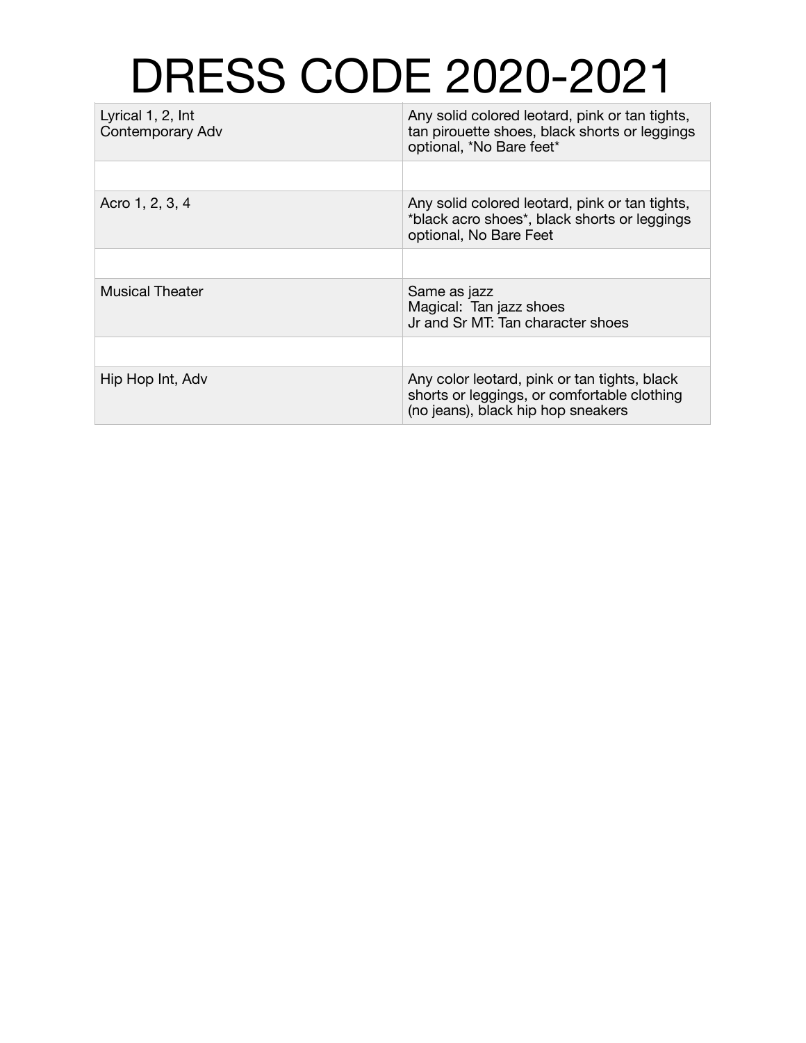# DRESS CODE 2020-2021

| | |
|---|---|
| Lyrical 1, 2, Int<br>Contemporary Adv | Any solid colored leotard, pink or tan tights, tan pirouette shoes, black shorts or leggings optional, *No Bare feet* |
| | |
| Acro 1, 2, 3, 4 | Any solid colored leotard, pink or tan tights, *black acro shoes*, black shorts or leggings optional, No Bare Feet |
| | |
| Musical Theater | Same as jazz<br>Magical: Tan jazz shoes<br>Jr and Sr MT: Tan character shoes |
| | |
| Hip Hop Int, Adv | Any color leotard, pink or tan tights, black shorts or leggings, or comfortable clothing (no jeans), black hip hop sneakers |